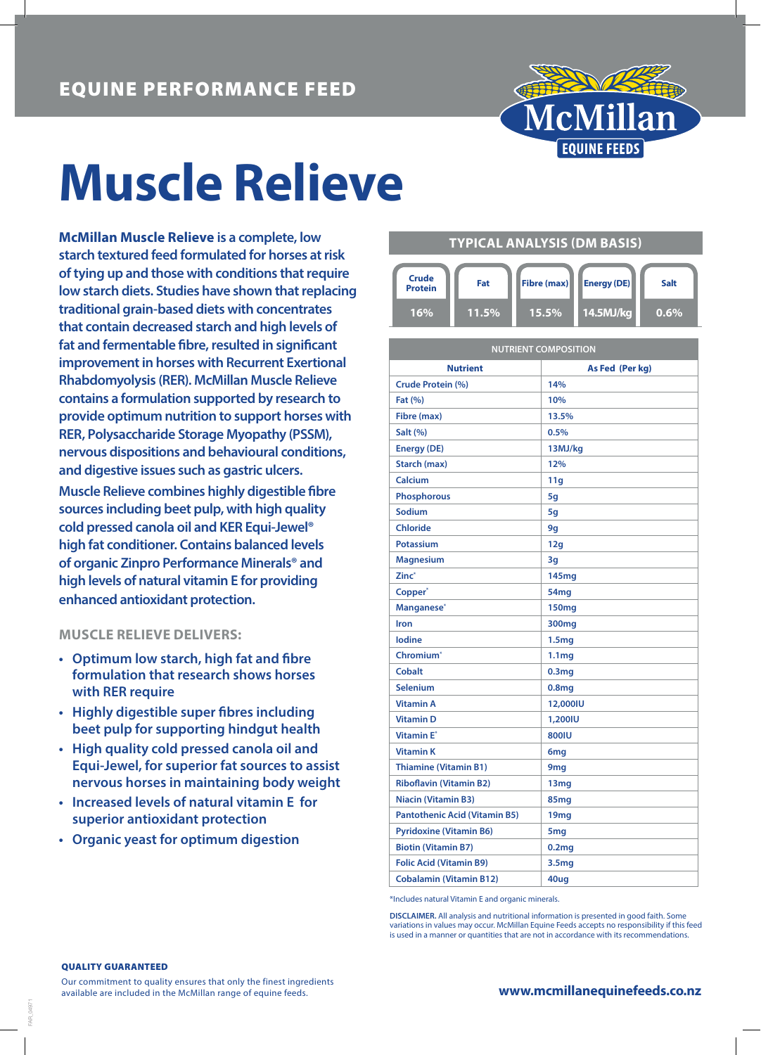EQUINE PERFORMANCE FEED

McMillan EQUINE FEEDS

# Muscle Relieve

**McMillan Muscle Relieve** is a complete, low starch textured feed formulated for horses at risk of tying up and those with conditions that require low starch diets. Studies have shown that replacing traditional grain-based diets with concentrates that contain decreased starch and high levels of fat and fermentable fibre, resulted in significant improvement in horses with Recurrent Exertional Rhabdomyolysis (RER). McMillan Muscle Relieve contains a formulation supported by research to provide optimum nutrition to support horses with RER, Polysaccharide Storage Myopathy (PSSM), nervous dispositions and behavioural conditions, and digestive issues such as gastric ulcers.

Muscle Relieve combines highly digestible fibre sources including beet pulp, with high quality cold pressed canola oil and KER Equi-Jewel® high fat conditioner. Contains balanced levels of organic Zinpro Performance Minerals® and high levels of natural vitamin E for providing enhanced antioxidant protection.

### MUSCLE RELIEVE DELIVERS:

- Optimum low starch, high fat and fibre formulation that research shows horses with RER require
- Highly digestible super fibres including beet pulp for supporting hindgut health
- High quality cold pressed canola oil and Equi-Jewel, for superior fat sources to assist nervous horses in maintaining body weight
- Increased levels of natural vitamin E for superior antioxidant protection
- Organic yeast for optimum digestion

### TYPICAL ANALYSIS (DM BASIS)

| Crude Protein | Fat | Fibre (max) | Energy (DE) | Salt |
|---|---|---|---|---|
| 16% | 11.5% | 15.5% | 14.5MJ/kg | 0.6% |

### NUTRIENT COMPOSITION

| Nutrient | As Fed (Per kg) |
|---|---|
| Crude Protein (%) | 14% |
| Fat (%) | 10% |
| Fibre (max) | 13.5% |
| Salt (%) | 0.5% |
| Energy (DE) | 13MJ/kg |
| Starch (max) | 12% |
| Calcium | 11g |
| Phosphorous | 5g |
| Sodium | 5g |
| Chloride | 9g |
| Potassium | 12g |
| Magnesium | 3g |
| Zinc* | 145mg |
| Copper* | 54mg |
| Manganese* | 150mg |
| Iron | 300mg |
| Iodine | 1.5mg |
| Chromium* | 1.1mg |
| Cobalt | 0.3mg |
| Selenium | 0.8mg |
| Vitamin A | 12,000IU |
| Vitamin D | 1,200IU |
| Vitamin E* | 800IU |
| Vitamin K | 6mg |
| Thiamine (Vitamin B1) | 9mg |
| Riboflavin (Vitamin B2) | 13mg |
| Niacin (Vitamin B3) | 85mg |
| Pantothenic Acid (Vitamin B5) | 19mg |
| Pyridoxine (Vitamin B6) | 5mg |
| Biotin (Vitamin B7) | 0.2mg |
| Folic Acid (Vitamin B9) | 3.5mg |
| Cobalamin (Vitamin B12) | 40ug |

*Includes natural Vitamin E and organic minerals.

**DISCLAIMER.** All analysis and nutritional information is presented in good faith. Some variations in values may occur. McMillan Equine Feeds accepts no responsibility if this feed is used in a manner or quantities that are not in accordance with its recommendations.

**QUALITY GUARANTEED**

Our commitment to quality ensures that only the finest ingredients available are included in the McMillan range of equine feeds.

**www.mcmillanequinefeeds.co.nz**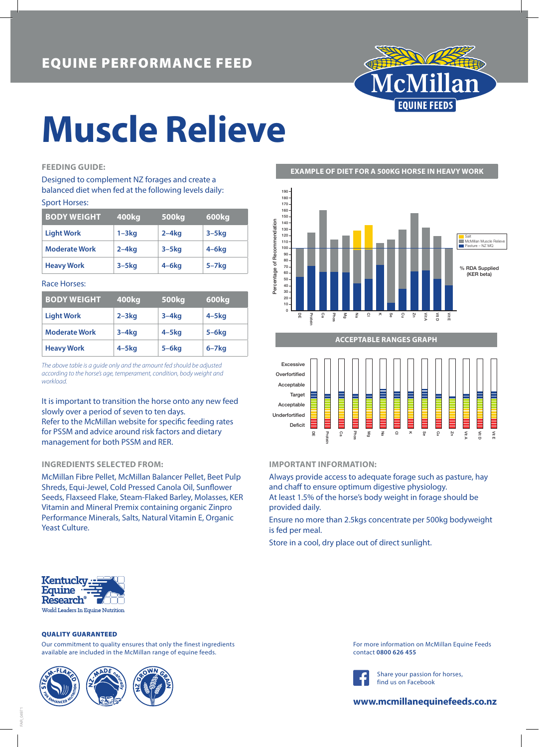EQUINE PERFORMANCE FEED

McMillan EQUINE FEEDS

# Muscle Relieve

### FEEDING GUIDE:

Designed to complement NZ forages and create a balanced diet when fed at the following levels daily:

Sport Horses:

| BODY WEIGHT | 400kg | 500kg | 600kg |
|---|---|---|---|
| Light Work | 1–3kg | 2–4kg | 3–5kg |
| Moderate Work | 2–4kg | 3–5kg | 4–6kg |
| Heavy Work | 3–5kg | 4–6kg | 5–7kg |

Race Horses:

| BODY WEIGHT | 400kg | 500kg | 600kg |
|---|---|---|---|
| Light Work | 2–3kg | 3–4kg | 4–5kg |
| Moderate Work | 3–4kg | 4–5kg | 5–6kg |
| Heavy Work | 4–5kg | 5–6kg | 6–7kg |

*The above table is a guide only and the amount fed should be adjusted according to the horse's age, temperament, condition, body weight and workload.*

It is important to transition the horse onto any new feed slowly over a period of seven to ten days.
Refer to the McMillan website for specific feeding rates for PSSM and advice around risk factors and dietary management for both PSSM and RER.

### INGREDIENTS SELECTED FROM:

McMillan Fibre Pellet, McMillan Balancer Pellet, Beet Pulp Shreds, Equi-Jewel, Cold Pressed Canola Oil, Sunflower Seeds, Flaxseed Flake, Steam-Flaked Barley, Molasses, KER Vitamin and Mineral Premix containing organic Zinpro Performance Minerals, Salts, Natural Vitamin E, Organic Yeast Culture.

### EXAMPLE OF DIET FOR A 500KG HORSE IN HEAVY WORK

Percentage of Recommendation

190 180 170 160 150 140 130 120 110 100 90 80 70 60 50 40 30 20 10 0

DE Protein Ca Phos Mg Na Cl K Se Cu Zn Vit A Vit D Vit E

Salt
McMillan Muscle Relieve
Pasture – NZ MQ

% RDA Supplied (KER beta)

### ACCEPTABLE RANGES GRAPH

Excessive
Overfortified
Acceptable
Target
Acceptable
Underfortified
Deficit

DE Protein Ca Phos Mg Na Cl K Se Cu Zn Vit A Vit D Vit E

### IMPORTANT INFORMATION:

Always provide access to adequate forage such as pasture, hay and chaff to ensure optimum digestive physiology.
At least 1.5% of the horse's body weight in forage should be provided daily.

Ensure no more than 2.5kgs concentrate per 500kg bodyweight is fed per meal.

Store in a cool, dry place out of direct sunlight.

Kentucky Equine Research®
World Leaders In Equine Nutrition

### QUALITY GUARANTEED

Our commitment to quality ensures that only the finest ingredients available are included in the McMillan range of equine feeds.

STEAM-FLAKED FOR ENHANCED NUTRITION · NZ-MADE naturally · NZ GROWN GRAIN

For more information on McMillan Equine Feeds contact **0800 626 455**

Share your passion for horses, find us on Facebook

**www.mcmillanequinefeeds.co.nz**